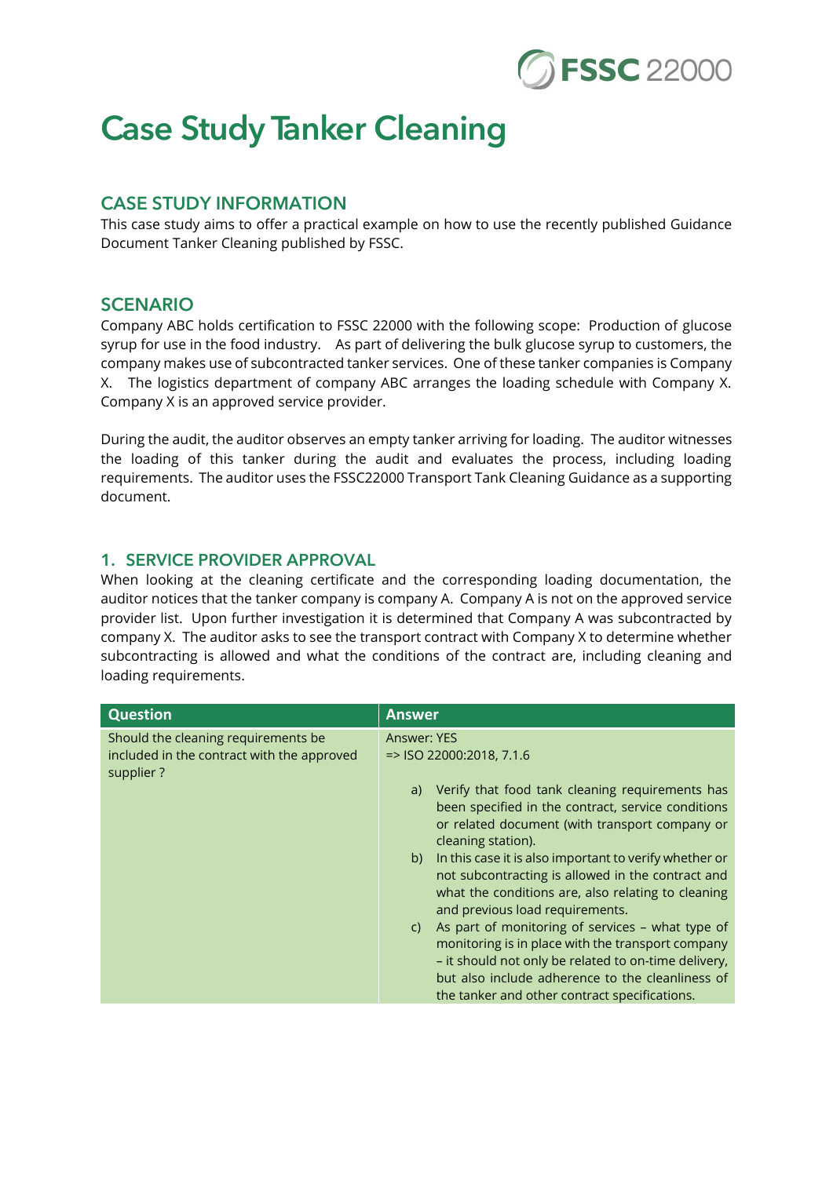# Case Study Tanker Cleaning

## CASE STUDY INFORMATION

This case study aims to offer a practical example on how to use the recently published Guidance Document Tanker Cleaning published by FSSC.

## SCENARIO

Company ABC holds certification to FSSC 22000 with the following scope: Production of glucose syrup for use in the food industry. As part of delivering the bulk glucose syrup to customers, the company makes use of subcontracted tanker services. One of these tanker companies is Company X. The logistics department of company ABC arranges the loading schedule with Company X. Company X is an approved service provider.

During the audit, the auditor observes an empty tanker arriving for loading. The auditor witnesses the loading of this tanker during the audit and evaluates the process, including loading requirements. The auditor uses the FSSC22000 Transport Tank Cleaning Guidance as a supporting document.

## 1. SERVICE PROVIDER APPROVAL

When looking at the cleaning certificate and the corresponding loading documentation, the auditor notices that the tanker company is company A. Company A is not on the approved service provider list. Upon further investigation it is determined that Company A was subcontracted by company X. The auditor asks to see the transport contract with Company X to determine whether subcontracting is allowed and what the conditions of the contract are, including cleaning and loading requirements.

| Question | Answer |
| --- | --- |
| Should the cleaning requirements be included in the contract with the approved supplier ? | Answer: YES<br>=> ISO 22000:2018, 7.1.6<br>a) Verify that food tank cleaning requirements has been specified in the contract, service conditions or related document (with transport company or cleaning station).<br>b) In this case it is also important to verify whether or not subcontracting is allowed in the contract and what the conditions are, also relating to cleaning and previous load requirements.<br>c) As part of monitoring of services – what type of monitoring is in place with the transport company – it should not only be related to on-time delivery, but also include adherence to the cleanliness of the tanker and other contract specifications. |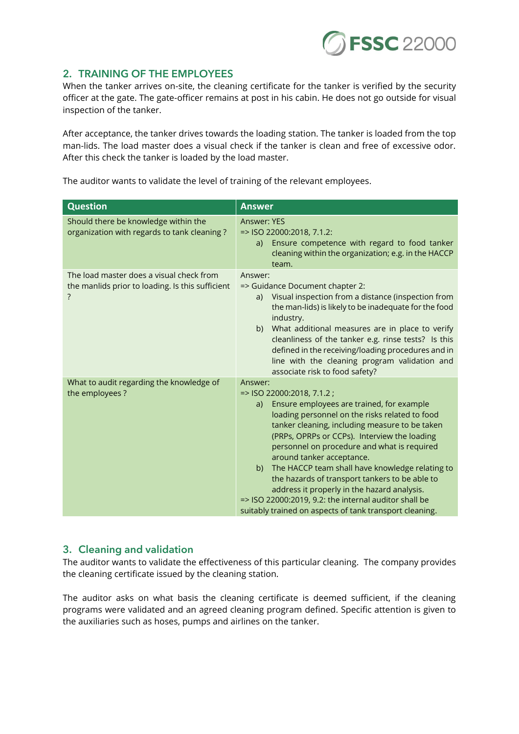## 2. TRAINING OF THE EMPLOYEES

When the tanker arrives on-site, the cleaning certificate for the tanker is verified by the security officer at the gate. The gate-officer remains at post in his cabin. He does not go outside for visual inspection of the tanker.

After acceptance, the tanker drives towards the loading station. The tanker is loaded from the top man-lids. The load master does a visual check if the tanker is clean and free of excessive odor. After this check the tanker is loaded by the load master.

The auditor wants to validate the level of training of the relevant employees.

| Question | Answer |
|---|---|
| Should there be knowledge within the organization with regards to tank cleaning ? | Answer: YES<br>=> ISO 22000:2018, 7.1.2:<br>a) Ensure competence with regard to food tanker cleaning within the organization; e.g. in the HACCP team. |
| The load master does a visual check from the manlids prior to loading. Is this sufficient ? | Answer:<br>=> Guidance Document chapter 2:<br>a) Visual inspection from a distance (inspection from the man-lids) is likely to be inadequate for the food industry.<br>b) What additional measures are in place to verify cleanliness of the tanker e.g. rinse tests? Is this defined in the receiving/loading procedures and in line with the cleaning program validation and associate risk to food safety? |
| What to audit regarding the knowledge of the employees ? | Answer:<br>=> ISO 22000:2018, 7.1.2 ;<br>a) Ensure employees are trained, for example loading personnel on the risks related to food tanker cleaning, including measure to be taken (PRPs, OPRPs or CCPs). Interview the loading personnel on procedure and what is required around tanker acceptance.<br>b) The HACCP team shall have knowledge relating to the hazards of transport tankers to be able to address it properly in the hazard analysis.<br>=> ISO 22000:2019, 9.2: the internal auditor shall be suitably trained on aspects of tank transport cleaning. |

## 3. Cleaning and validation

The auditor wants to validate the effectiveness of this particular cleaning. The company provides the cleaning certificate issued by the cleaning station.

The auditor asks on what basis the cleaning certificate is deemed sufficient, if the cleaning programs were validated and an agreed cleaning program defined. Specific attention is given to the auxiliaries such as hoses, pumps and airlines on the tanker.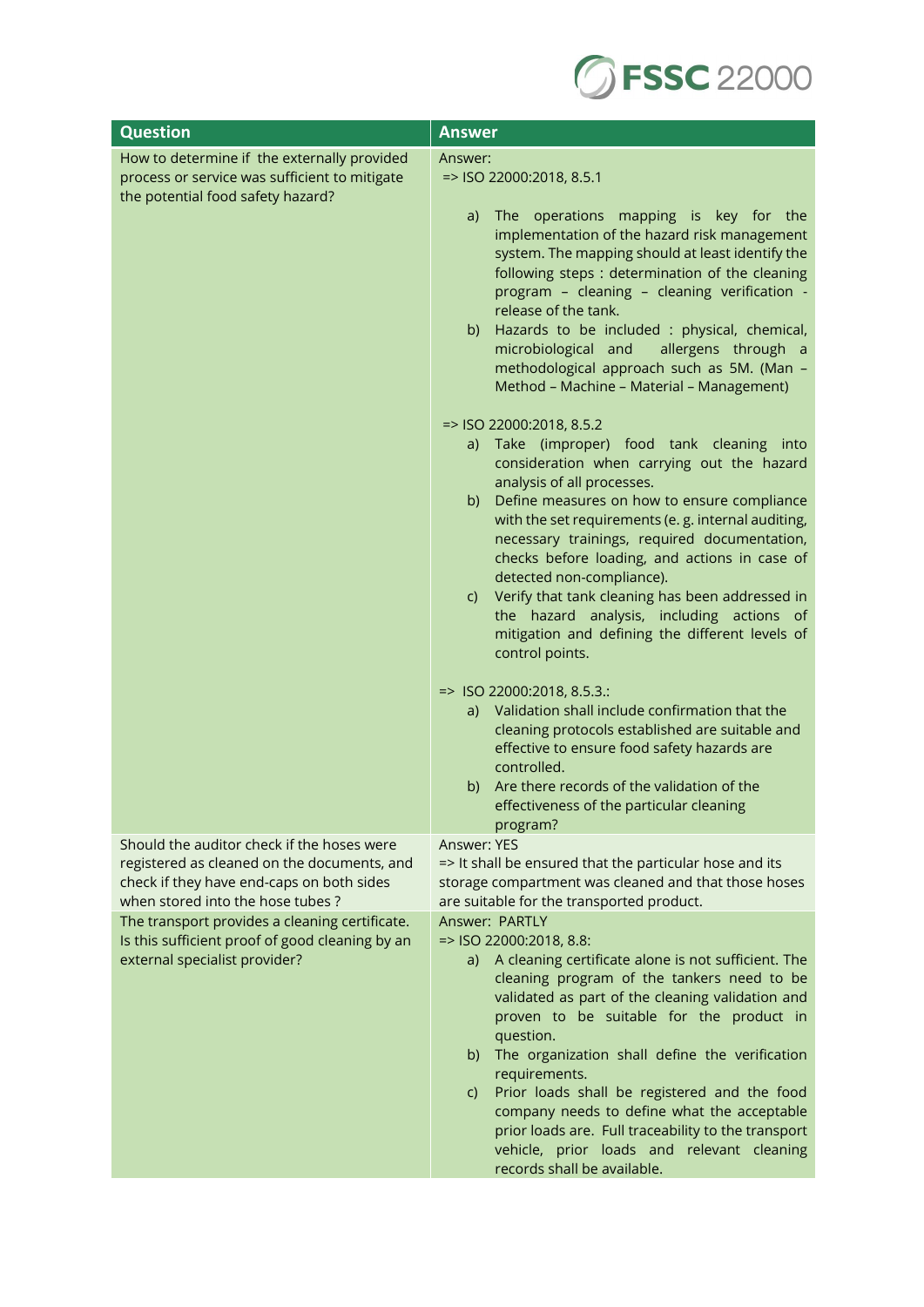| Question | Answer |
|---|---|
| How to determine if the externally provided process or service was sufficient to mitigate the potential food safety hazard? | Answer:<br>=> ISO 22000:2018, 8.5.1<br>a) The operations mapping is key for the implementation of the hazard risk management system. The mapping should at least identify the following steps : determination of the cleaning program – cleaning – cleaning verification - release of the tank.<br>b) Hazards to be included : physical, chemical, microbiological and allergens through a methodological approach such as 5M. (Man – Method – Machine – Material – Management)<br><br>=> ISO 22000:2018, 8.5.2<br>a) Take (improper) food tank cleaning into consideration when carrying out the hazard analysis of all processes.<br>b) Define measures on how to ensure compliance with the set requirements (e. g. internal auditing, necessary trainings, required documentation, checks before loading, and actions in case of detected non-compliance).<br>c) Verify that tank cleaning has been addressed in the hazard analysis, including actions of mitigation and defining the different levels of control points.<br><br>=> ISO 22000:2018, 8.5.3.:<br>a) Validation shall include confirmation that the cleaning protocols established are suitable and effective to ensure food safety hazards are controlled.<br>b) Are there records of the validation of the effectiveness of the particular cleaning program? |
| Should the auditor check if the hoses were registered as cleaned on the documents, and check if they have end-caps on both sides when stored into the hose tubes ? | Answer: YES<br>=> It shall be ensured that the particular hose and its storage compartment was cleaned and that those hoses are suitable for the transported product. |
| The transport provides a cleaning certificate. Is this sufficient proof of good cleaning by an external specialist provider? | Answer: PARTLY<br>=> ISO 22000:2018, 8.8:<br>a) A cleaning certificate alone is not sufficient. The cleaning program of the tankers need to be validated as part of the cleaning validation and proven to be suitable for the product in question.<br>b) The organization shall define the verification requirements.<br>c) Prior loads shall be registered and the food company needs to define what the acceptable prior loads are. Full traceability to the transport vehicle, prior loads and relevant cleaning records shall be available. |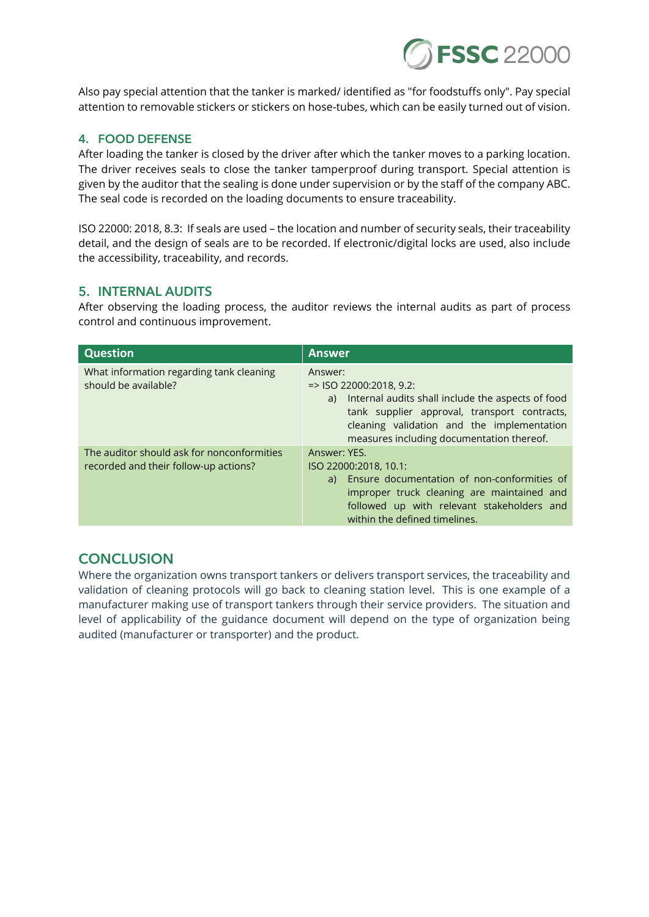Also pay special attention that the tanker is marked/ identified as "for foodstuffs only". Pay special attention to removable stickers or stickers on hose-tubes, which can be easily turned out of vision.

## 4. FOOD DEFENSE

After loading the tanker is closed by the driver after which the tanker moves to a parking location. The driver receives seals to close the tanker tamperproof during transport. Special attention is given by the auditor that the sealing is done under supervision or by the staff of the company ABC. The seal code is recorded on the loading documents to ensure traceability.

ISO 22000: 2018, 8.3: If seals are used – the location and number of security seals, their traceability detail, and the design of seals are to be recorded. If electronic/digital locks are used, also include the accessibility, traceability, and records.

## 5. INTERNAL AUDITS

After observing the loading process, the auditor reviews the internal audits as part of process control and continuous improvement.

| Question | Answer |
|---|---|
| What information regarding tank cleaning should be available? | Answer:<br>=> ISO 22000:2018, 9.2:<br>a) Internal audits shall include the aspects of food tank supplier approval, transport contracts, cleaning validation and the implementation measures including documentation thereof. |
| The auditor should ask for nonconformities recorded and their follow-up actions? | Answer: YES.<br>ISO 22000:2018, 10.1:<br>a) Ensure documentation of non-conformities of improper truck cleaning are maintained and followed up with relevant stakeholders and within the defined timelines. |

## CONCLUSION

Where the organization owns transport tankers or delivers transport services, the traceability and validation of cleaning protocols will go back to cleaning station level. This is one example of a manufacturer making use of transport tankers through their service providers. The situation and level of applicability of the guidance document will depend on the type of organization being audited (manufacturer or transporter) and the product.